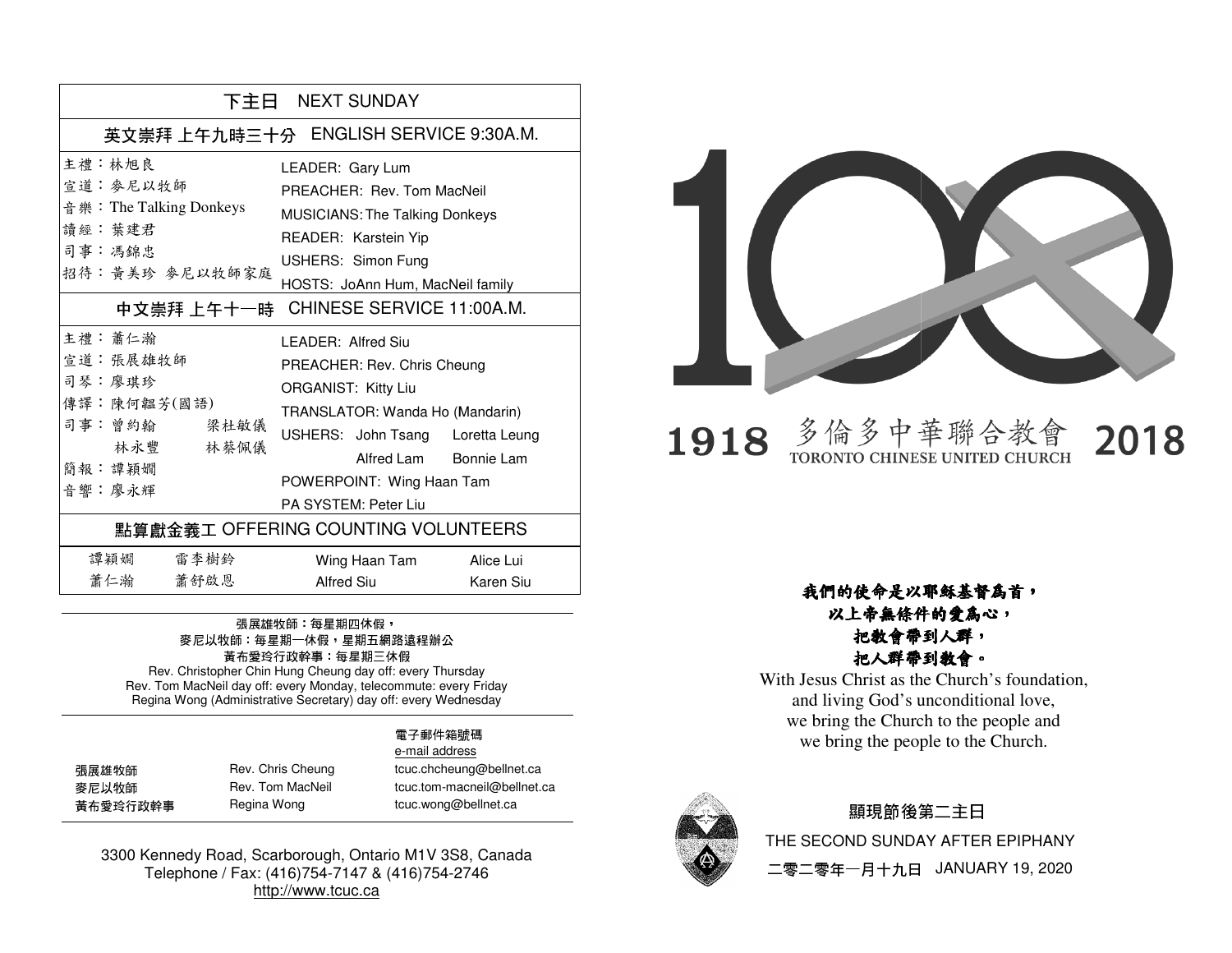## 下主日 NEXT SUNDAY

### 英文崇拜 上午九時三十分 ENGLISH SERVICE 9:30A.M.

| | |
|---|---|
| 主禮：林旭良 | LEADER: Gary Lum |
| 宣道：麥尼以牧師 | PREACHER: Rev. Tom MacNeil |
| 音樂：The Talking Donkeys | MUSICIANS: The Talking Donkeys |
| 讀經：葉建君 | READER: Karstein Yip |
| 司事：馮錦忠 | USHERS: Simon Fung |
| 招待：黃美珍 麥尼以牧師家庭 | HOSTS: JoAnn Hum, MacNeil family |

### 中文崇拜 上午十一時 CHINESE SERVICE 11:00A.M.

| | |
|---|---|
| 主禮：蕭仁瀚 | LEADER: Alfred Siu |
| 宣道：張展雄牧師 | PREACHER: Rev. Chris Cheung |
| 司琴：廖琪珍 | ORGANIST: Kitty Liu |
| 傳譯：陳何韞芳(國語) | TRANSLATOR: Wanda Ho (Mandarin) |
| 司事：曾約翰 梁杜敏儀 林永豐 林蔡佩儀 | USHERS: John Tsang, Loretta Leung, Alfred Lam, Bonnie Lam |
| 簡報：譚穎嫺 | POWERPOINT: Wing Haan Tam |
| 音響：廖永輝 | PA SYSTEM: Peter Liu |

### 點算獻金義工 OFFERING COUNTING VOLUNTEERS

| | | | |
|---|---|---|---|
| 譚穎嫺 | 雷李樹鈴 | Wing Haan Tam | Alice Lui |
| 蕭仁瀚 | 蕭舒啟恩 | Alfred Siu | Karen Siu |

張展雄牧師：每星期四休假，
麥尼以牧師：每星期一休假，星期五網路遠程辦公
黃布愛玲行政幹事：每星期三休假
Rev. Christopher Chin Hung Cheung day off: every Thursday
Rev. Tom MacNeil day off: every Monday, telecommute: every Friday
Regina Wong (Administrative Secretary) day off: every Wednesday

| | | 電子郵件箱號碼 e-mail address |
|---|---|---|
| 張展雄牧師 | Rev. Chris Cheung | tcuc.chcheung@bellnet.ca |
| 麥尼以牧師 | Rev. Tom MacNeil | tcuc.tom-macneil@bellnet.ca |
| 黃布愛玲行政幹事 | Regina Wong | tcuc.wong@bellnet.ca |

3300 Kennedy Road, Scarborough, Ontario M1V 3S8, Canada
Telephone / Fax: (416)754-7147 & (416)754-2746
http://www.tcuc.ca

# 1918 多倫多中華聯合教會 TORONTO CHINESE UNITED CHURCH 2018

**我們的使命是以耶穌基督為首，**
**以上帝無條件的愛為心，**
**把教會帶到人群，**
**把人群帶到教會。**

With Jesus Christ as the Church's foundation,
and living God's unconditional love,
we bring the Church to the people and
we bring the people to the Church.

顯現節後第二主日
THE SECOND SUNDAY AFTER EPIPHANY
二零二零年一月十九日 JANUARY 19, 2020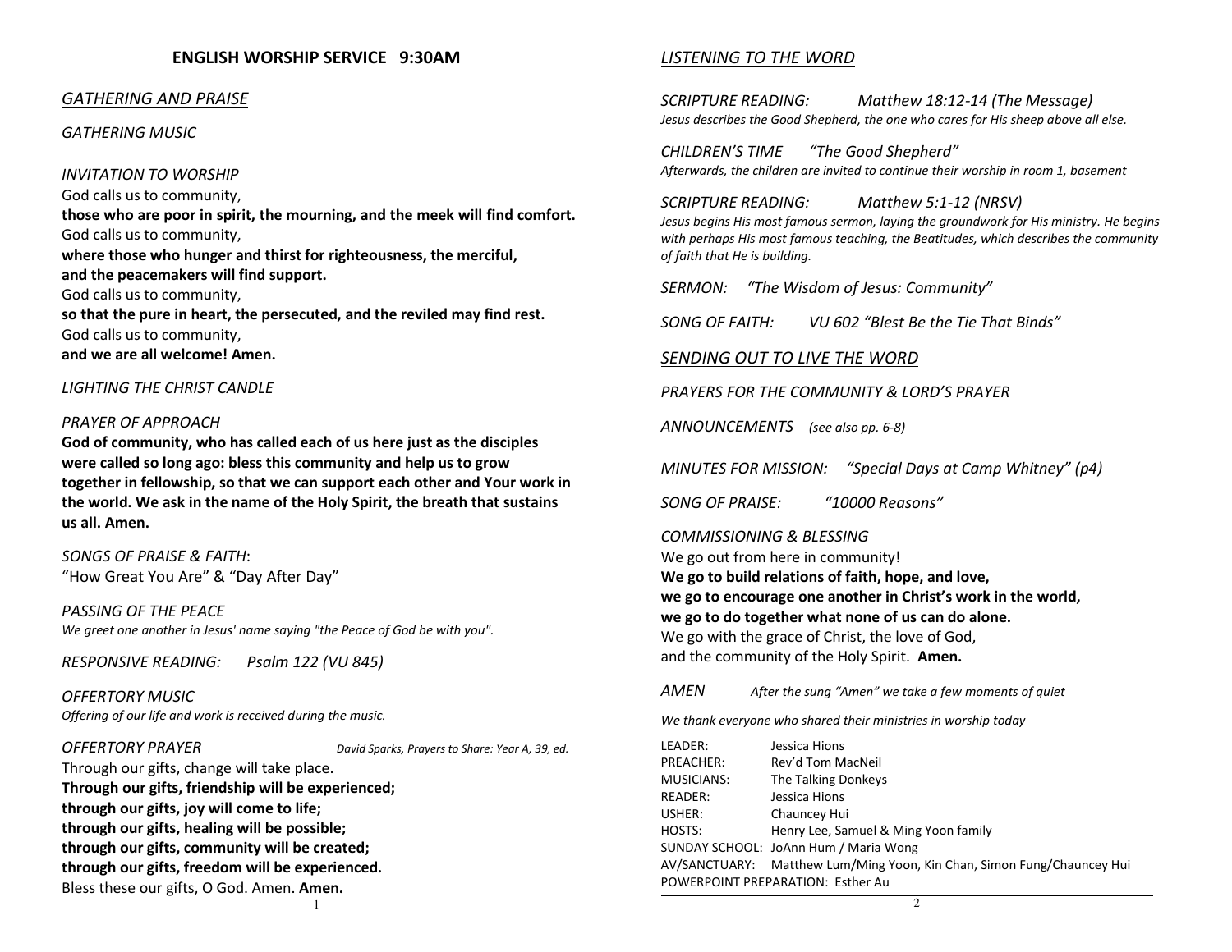# ENGLISH WORSHIP SERVICE 9:30AM

## *GATHERING AND PRAISE*

*GATHERING MUSIC*

*INVITATION TO WORSHIP*

God calls us to community,
**those who are poor in spirit, the mourning, and the meek will find comfort.**
God calls us to community,
**where those who hunger and thirst for righteousness, the merciful, and the peacemakers will find support.**
God calls us to community,
**so that the pure in heart, the persecuted, and the reviled may find rest.**
God calls us to community,
**and we are all welcome! Amen.**

*LIGHTING THE CHRIST CANDLE*

*PRAYER OF APPROACH*

**God of community, who has called each of us here just as the disciples were called so long ago: bless this community and help us to grow together in fellowship, so that we can support each other and Your work in the world. We ask in the name of the Holy Spirit, the breath that sustains us all. Amen.**

*SONGS OF PRAISE & FAITH*:
"How Great You Are" & "Day After Day"

*PASSING OF THE PEACE*
*We greet one another in Jesus' name saying "the Peace of God be with you".*

*RESPONSIVE READING: Psalm 122 (VU 845)*

*OFFERTORY MUSIC*
*Offering of our life and work is received during the music.*

*OFFERTORY PRAYER* *David Sparks, Prayers to Share: Year A, 39, ed.*

Through our gifts, change will take place.
**Through our gifts, friendship will be experienced;**
**through our gifts, joy will come to life;**
**through our gifts, healing will be possible;**
**through our gifts, community will be created;**
**through our gifts, freedom will be experienced.**
Bless these our gifts, O God. Amen. **Amen.**

## *LISTENING TO THE WORD*

*SCRIPTURE READING: Matthew 18:12-14 (The Message)*
*Jesus describes the Good Shepherd, the one who cares for His sheep above all else.*

*CHILDREN'S TIME "The Good Shepherd"*
*Afterwards, the children are invited to continue their worship in room 1, basement*

*SCRIPTURE READING: Matthew 5:1-12 (NRSV)*
*Jesus begins His most famous sermon, laying the groundwork for His ministry. He begins with perhaps His most famous teaching, the Beatitudes, which describes the community of faith that He is building.*

*SERMON: "The Wisdom of Jesus: Community"*

*SONG OF FAITH: VU 602 "Blest Be the Tie That Binds"*

## *SENDING OUT TO LIVE THE WORD*

*PRAYERS FOR THE COMMUNITY & LORD'S PRAYER*

*ANNOUNCEMENTS (see also pp. 6-8)*

*MINUTES FOR MISSION: "Special Days at Camp Whitney" (p4)*

*SONG OF PRAISE: "10000 Reasons"*

*COMMISSIONING & BLESSING*

We go out from here in community!
**We go to build relations of faith, hope, and love,**
**we go to encourage one another in Christ's work in the world,**
**we go to do together what none of us can do alone.**
We go with the grace of Christ, the love of God,
and the community of the Holy Spirit. **Amen.**

*AMEN* *After the sung "Amen" we take a few moments of quiet*

*We thank everyone who shared their ministries in worship today*

LEADER: Jessica Hions
PREACHER: Rev'd Tom MacNeil
MUSICIANS: The Talking Donkeys
READER: Jessica Hions
USHER: Chauncey Hui
HOSTS: Henry Lee, Samuel & Ming Yoon family
SUNDAY SCHOOL: JoAnn Hum / Maria Wong
AV/SANCTUARY: Matthew Lum/Ming Yoon, Kin Chan, Simon Fung/Chauncey Hui
POWERPOINT PREPARATION: Esther Au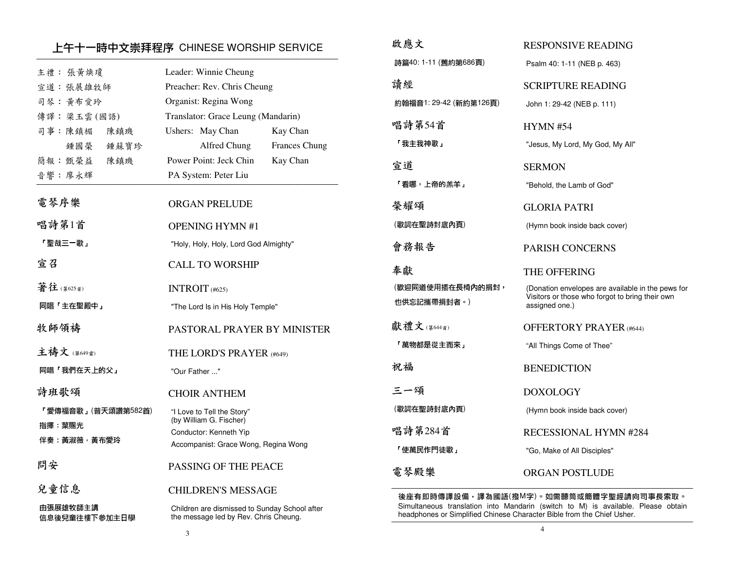## 上午十一時中文崇拜程序 CHINESE WORSHIP SERVICE

| | | |
|---|---|---|
| 主禮：張黃煥瓊 | Leader: Winnie Cheung | |
| 宣道：張展雄牧師 | Preacher: Rev. Chris Cheung | |
| 司琴：黃布愛玲 | Organist: Regina Wong | |
| 傳譯：梁玉雲(國語) | Translator: Grace Leung (Mandarin) | |
| 司事：陳鎮楣　陳鎮璣 | Ushers: May Chan | Kay Chan |
| 鍾國榮　鍾蘇寶珍 | Alfred Chung | Frances Chung |
| 簡報：甄榮益　陳鎮璣 | Power Point: Jeck Chin | Kay Chan |
| 音響：廖永輝 | PA System: Peter Liu | |

**電琴序樂** ORGAN PRELUDE

**唱詩第1首** OPENING HYMN #1
「聖哉三一歌」 "Holy, Holy, Holy, Lord God Almighty"

**宣召** CALL TO WORSHIP

**著往**(第625首) INTROIT (#625)
同唱「主在聖殿中」 "The Lord Is in His Holy Temple"

**牧師領禱** PASTORAL PRAYER BY MINISTER

**主禱文**(第649首) THE LORD'S PRAYER (#649)
同唱「我們在天上的父」 "Our Father ..."

**詩班歌頌** CHOIR ANTHEM
「愛傳福音歌」(普天頌讚第582首) "I Love to Tell the Story" (by William G. Fischer)
指揮：葉賜光 Conductor: Kenneth Yip
伴奏：黃淑薇，黃布愛玲 Accompanist: Grace Wong, Regina Wong

**問安** PASSING OF THE PEACE

**兒童信息** CHILDREN'S MESSAGE
由張展雄牧師主講
信息後兒童往樓下參加主日學
Children are dismissed to Sunday School after the message led by Rev. Chris Cheung.

**啟應文** RESPONSIVE READING
詩篇40: 1-11 (舊約第686頁) Psalm 40: 1-11 (NEB p. 463)

**讀經** SCRIPTURE READING
約翰福音1: 29-42 (新約第126頁) John 1: 29-42 (NEB p. 111)

**唱詩第54首** HYMN #54
「我主我神歌」 "Jesus, My Lord, My God, My All"

**宣道** SERMON
「看哪，上帝的羔羊」 "Behold, the Lamb of God"

**榮耀頌** GLORIA PATRI
(歌詞在聖詩封底內頁) (Hymn book inside back cover)

**會務報告** PARISH CONCERNS

**奉獻** THE OFFERING
(歡迎同道使用插在長椅內的捐封，也供忘記攜帶捐封者。)
(Donation envelopes are available in the pews for Visitors or those who forgot to bring their own assigned one.)

**獻禮文**(第644首) OFFERTORY PRAYER (#644)
「萬物都是從主而來」 "All Things Come of Thee"

**祝福** BENEDICTION

**三一頌** DOXOLOGY
(歌詞在聖詩封底內頁) (Hymn book inside back cover)

**唱詩第284首** RECESSIONAL HYMN #284
「使萬民作門徒歌」 "Go, Make of All Disciples"

**電琴殿樂** ORGAN POSTLUDE

---

後座有即時傳譯設備，譯為國語(撥M字)。如需聽筒或簡體字聖經請向司事長索取。
Simultaneous translation into Mandarin (switch to M) is available. Please obtain headphones or Simplified Chinese Character Bible from the Chief Usher.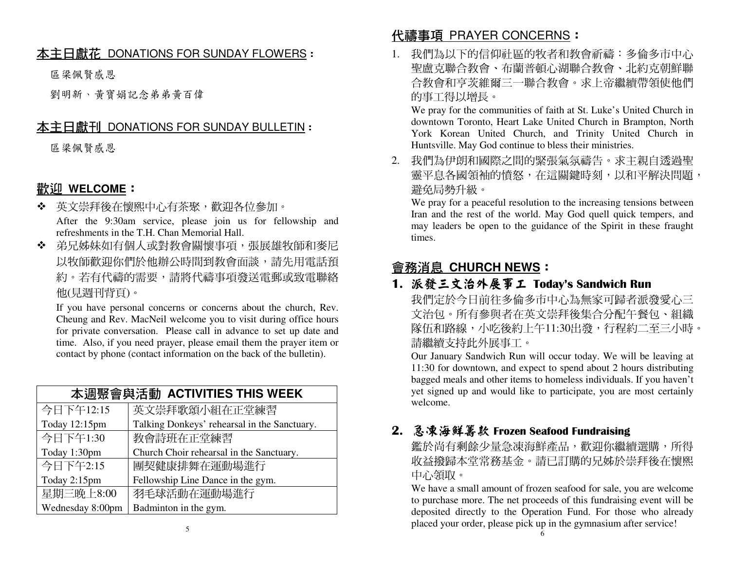## 本主日獻花 DONATIONS FOR SUNDAY FLOWERS：

區梁佩賢感恩

劉明新、黃寶娟記念弟弟黃百偉

## 本主日獻刊 DONATIONS FOR SUNDAY BULLETIN：

區梁佩賢感恩

## 歡迎 WELCOME：

- 英文崇拜後在懷熙中心有茶聚，歡迎各位參加。
  After the 9:30am service, please join us for fellowship and refreshments in the T.H. Chan Memorial Hall.
- 弟兄姊妹如有個人或對教會關懷事項，張展雄牧師和麥尼以牧師歡迎你們於他辦公時間到教會面談，請先用電話預約。若有代禱的需要，請將代禱事項發送電郵或致電聯絡他(見週刊背頁)。

  If you have personal concerns or concerns about the church, Rev. Cheung and Rev. MacNeil welcome you to visit during office hours for private conversation. Please call in advance to set up date and time. Also, if you need prayer, please email them the prayer item or contact by phone (contact information on the back of the bulletin).

| 本週聚會與活動 ACTIVITIES THIS WEEK | |
|---|---|
| 今日下午12:15 Today 12:15pm | 英文崇拜歌頌小組在正堂練習 Talking Donkeys' rehearsal in the Sanctuary. |
| 今日下午1:30 Today 1:30pm | 教會詩班在正堂練習 Church Choir rehearsal in the Sanctuary. |
| 今日下午2:15 Today 2:15pm | 團契健康排舞在運動場進行 Fellowship Line Dance in the gym. |
| 星期三晚上8:00 Wednesday 8:00pm | 羽毛球活動在運動場進行 Badminton in the gym. |

## 代禱事項 PRAYER CONCERNS：

1. 我們為以下的信仰社區的牧者和教會祈禱：多倫多市中心聖盧克聯合教會、布蘭普頓心湖聯合教會、北約克朝鮮聯合教會和亨茨維爾三一聯合教會。求上帝繼續帶領使他們的事工得以增長。

   We pray for the communities of faith at St. Luke's United Church in downtown Toronto, Heart Lake United Church in Brampton, North York Korean United Church, and Trinity United Church in Huntsville. May God continue to bless their ministries.

2. 我們為伊朗和國際之間的緊張氣氛禱告。求主親自透過聖靈平息各國領袖的憤怒，在這關鍵時刻，以和平解決問題，避免局勢升級。

   We pray for a peaceful resolution to the increasing tensions between Iran and the rest of the world. May God quell quick tempers, and may leaders be open to the guidance of the Spirit in these fraught times.

## 會務消息 CHURCH NEWS：

### 1. 派發三文治外展事工 Today's Sandwich Run

我們定於今日前往多倫多市中心為無家可歸者派發愛心三文治包。所有參與者在英文崇拜後集合分配午餐包、組織隊伍和路線，小吃後約上午11:30出發，行程約二至三小時。請繼續支持此外展事工。

Our January Sandwich Run will occur today. We will be leaving at 11:30 for downtown, and expect to spend about 2 hours distributing bagged meals and other items to homeless individuals. If you haven't yet signed up and would like to participate, you are most certainly welcome.

### 2. 急凍海鮮籌款 Frozen Seafood Fundraising

鑑於尚有剩餘少量急凍海鮮產品，歡迎你繼續選購，所得收益撥歸本堂常務基金。請已訂購的兄姊於崇拜後在懷熙中心領取。

We have a small amount of frozen seafood for sale, you are welcome to purchase more. The net proceeds of this fundraising event will be deposited directly to the Operation Fund. For those who already placed your order, please pick up in the gymnasium after service!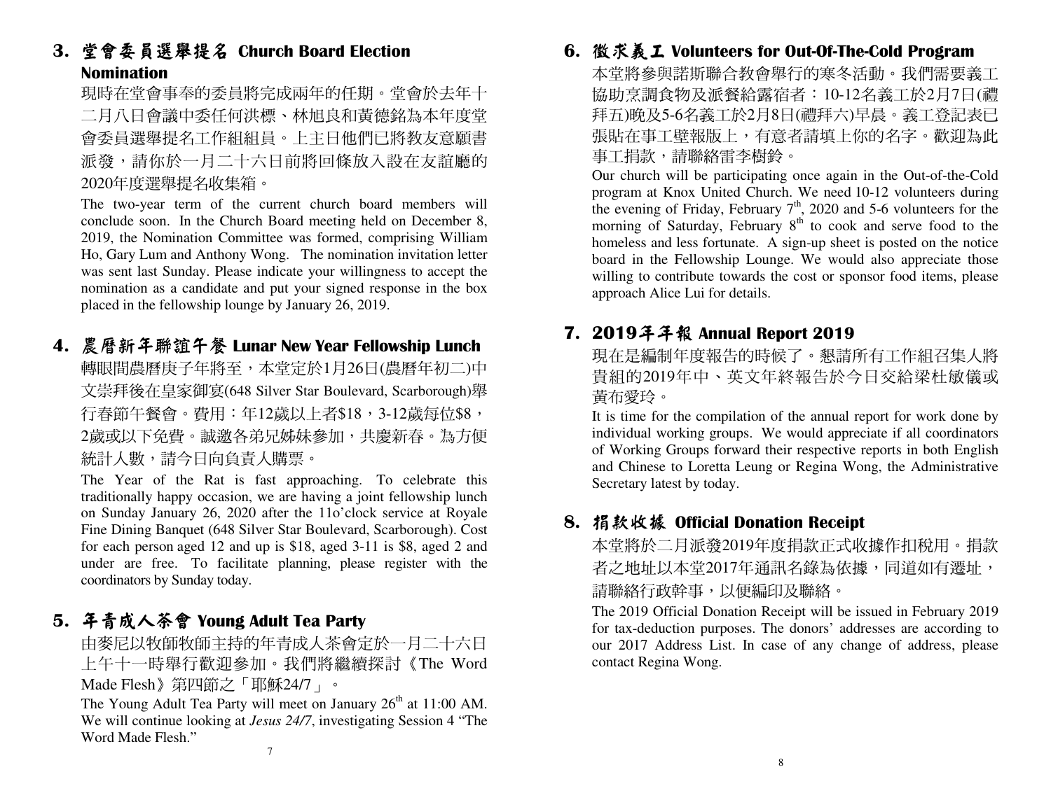## 3. 堂會委員選舉提名 Church Board Election Nomination

現時在堂會事奉的委員將完成兩年的任期。堂會於去年十二月八日會議中委任何洪標、林旭良和黃德銘為本年度堂會委員選舉提名工作組組員。上主日他們已將教友意願書派發，請你於一月二十六日前將回條放入設在友誼廳的2020年度選舉提名收集箱。

The two-year term of the current church board members will conclude soon. In the Church Board meeting held on December 8, 2019, the Nomination Committee was formed, comprising William Ho, Gary Lum and Anthony Wong. The nomination invitation letter was sent last Sunday. Please indicate your willingness to accept the nomination as a candidate and put your signed response in the box placed in the fellowship lounge by January 26, 2019.

## 4. 農曆新年聯誼午餐 Lunar New Year Fellowship Lunch

轉眼間農曆庚子年將至，本堂定於1月26日(農曆年初二)中文崇拜後在皇家御宴(648 Silver Star Boulevard, Scarborough)舉行春節午餐會。費用：年12歲以上者$18，3-12歲每位$8，2歲或以下免費。誠邀各弟兄姊妹參加，共慶新春。為方便統計人數，請今日向負責人購票。

The Year of the Rat is fast approaching. To celebrate this traditionally happy occasion, we are having a joint fellowship lunch on Sunday January 26, 2020 after the 11o'clock service at Royale Fine Dining Banquet (648 Silver Star Boulevard, Scarborough). Cost for each person aged 12 and up is $18, aged 3-11 is $8, aged 2 and under are free. To facilitate planning, please register with the coordinators by Sunday today.

## 5. 年青成人茶會 Young Adult Tea Party

由麥尼以牧師牧師主持的年青成人茶會定於一月二十六日上午十一時舉行歡迎參加。我們將繼續探討《The Word Made Flesh》第四節之「耶穌24/7」。

The Young Adult Tea Party will meet on January 26th at 11:00 AM. We will continue looking at *Jesus 24/7*, investigating Session 4 "The Word Made Flesh."

## 6. 徵求義工 Volunteers for Out-Of-The-Cold Program

本堂將參與諾斯聯合教會舉行的寒冬活動。我們需要義工協助烹調食物及派餐給露宿者：10-12名義工於2月7日(禮拜五)晚及5-6名義工於2月8日(禮拜六)早晨。義工登記表已張貼在事工壁報版上，有意者請填上你的名字。歡迎為此事工捐款，請聯絡雷李樹鈴。

Our church will be participating once again in the Out-of-the-Cold program at Knox United Church. We need 10-12 volunteers during the evening of Friday, February 7th, 2020 and 5-6 volunteers for the morning of Saturday, February 8th to cook and serve food to the homeless and less fortunate. A sign-up sheet is posted on the notice board in the Fellowship Lounge. We would also appreciate those willing to contribute towards the cost or sponsor food items, please approach Alice Lui for details.

## 7. 2019年年報 Annual Report 2019

現在是編制年度報告的時候了。懇請所有工作組召集人將貴組的2019年中、英文年終報告於今日交給梁杜敏儀或黃布愛玲。

It is time for the compilation of the annual report for work done by individual working groups. We would appreciate if all coordinators of Working Groups forward their respective reports in both English and Chinese to Loretta Leung or Regina Wong, the Administrative Secretary latest by today.

## 8. 捐款收據 Official Donation Receipt

本堂將於二月派發2019年度捐款正式收據作扣稅用。捐款者之地址以本堂2017年通訊名錄為依據，同道如有遷址，請聯絡行政幹事，以便編印及聯絡。

The 2019 Official Donation Receipt will be issued in February 2019 for tax-deduction purposes. The donors' addresses are according to our 2017 Address List. In case of any change of address, please contact Regina Wong.